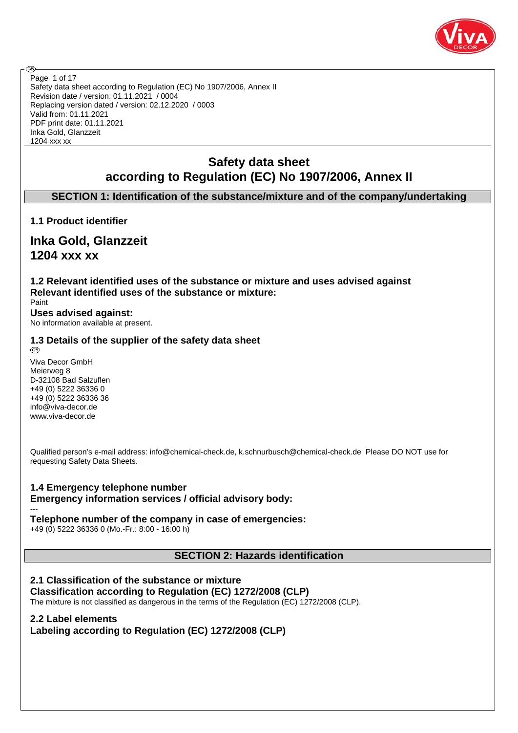Safety data sheet according to Regulation (EC) No 1907/2006, Annex II
Revision date / version: 01.11.2021 / 0004
Replacing version dated / version: 02.12.2020 / 0003
Valid from: 01.11.2021
PDF print date: 01.11.2021
Inka Gold, Glanzzeit
1204 xxx xx

# Safety data sheet according to Regulation (EC) No 1907/2006, Annex II

## SECTION 1: Identification of the substance/mixture and of the company/undertaking

### 1.1 Product identifier

## Inka Gold, Glanzzeit
## 1204 xxx xx

### 1.2 Relevant identified uses of the substance or mixture and uses advised against

**Relevant identified uses of the substance or mixture:**

Paint

**Uses advised against:**

No information available at present.

### 1.3 Details of the supplier of the safety data sheet

Viva Decor GmbH
Meierweg 8
D-32108 Bad Salzuflen
+49 (0) 5222 36336 0
+49 (0) 5222 36336 36
info@viva-decor.de
www.viva-decor.de

Qualified person's e-mail address: info@chemical-check.de, k.schnurbusch@chemical-check.de Please DO NOT use for requesting Safety Data Sheets.

### 1.4 Emergency telephone number

**Emergency information services / official advisory body:**

---

**Telephone number of the company in case of emergencies:**

+49 (0) 5222 36336 0 (Mo.-Fr.: 8:00 - 16:00 h)

## SECTION 2: Hazards identification

### 2.1 Classification of the substance or mixture

**Classification according to Regulation (EC) 1272/2008 (CLP)**

The mixture is not classified as dangerous in the terms of the Regulation (EC) 1272/2008 (CLP).

### 2.2 Label elements

**Labeling according to Regulation (EC) 1272/2008 (CLP)**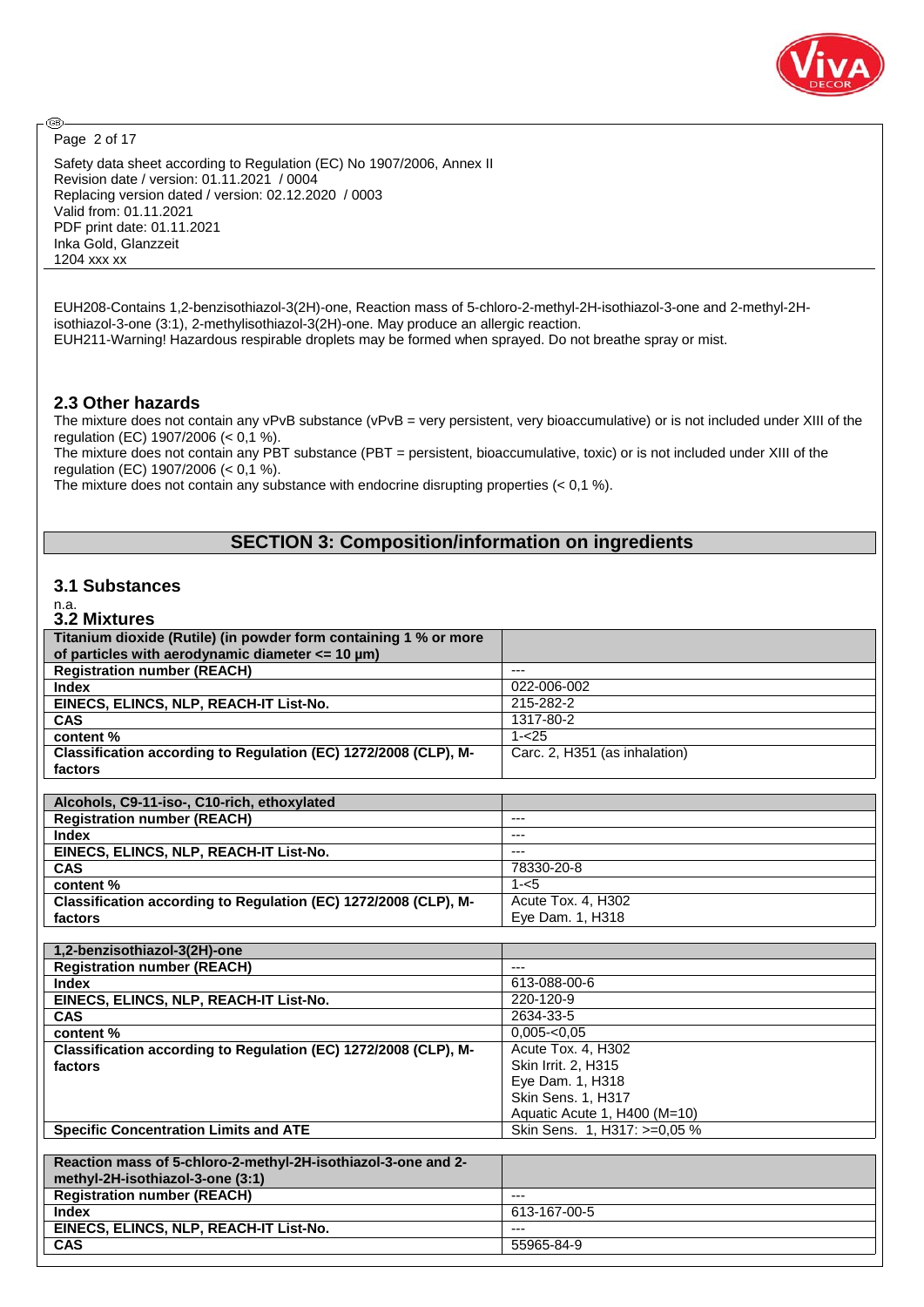EUH208-Contains 1,2-benzisothiazol-3(2H)-one, Reaction mass of 5-chloro-2-methyl-2H-isothiazol-3-one and 2-methyl-2H-isothiazol-3-one (3:1), 2-methylisothiazol-3(2H)-one. May produce an allergic reaction.
EUH211-Warning! Hazardous respirable droplets may be formed when sprayed. Do not breathe spray or mist.

## 2.3 Other hazards

The mixture does not contain any vPvB substance (vPvB = very persistent, very bioaccumulative) or is not included under XIII of the regulation (EC) 1907/2006 (< 0,1 %).
The mixture does not contain any PBT substance (PBT = persistent, bioaccumulative, toxic) or is not included under XIII of the regulation (EC) 1907/2006 (< 0,1 %).
The mixture does not contain any substance with endocrine disrupting properties (< 0,1 %).

# SECTION 3: Composition/information on ingredients

## 3.1 Substances

n.a.

## 3.2 Mixtures

| Titanium dioxide (Rutile) (in powder form containing 1 % or more of particles with aerodynamic diameter <= 10 µm) | |
|---|---|
| **Registration number (REACH)** | --- |
| **Index** | 022-006-002 |
| **EINECS, ELINCS, NLP, REACH-IT List-No.** | 215-282-2 |
| **CAS** | 1317-80-2 |
| **content %** | 1-<25 |
| **Classification according to Regulation (EC) 1272/2008 (CLP), M-factors** | Carc. 2, H351 (as inhalation) |

| Alcohols, C9-11-iso-, C10-rich, ethoxylated | |
|---|---|
| **Registration number (REACH)** | --- |
| **Index** | --- |
| **EINECS, ELINCS, NLP, REACH-IT List-No.** | --- |
| **CAS** | 78330-20-8 |
| **content %** | 1-<5 |
| **Classification according to Regulation (EC) 1272/2008 (CLP), M-factors** | Acute Tox. 4, H302<br>Eye Dam. 1, H318 |

| 1,2-benzisothiazol-3(2H)-one | |
|---|---|
| **Registration number (REACH)** | --- |
| **Index** | 613-088-00-6 |
| **EINECS, ELINCS, NLP, REACH-IT List-No.** | 220-120-9 |
| **CAS** | 2634-33-5 |
| **content %** | 0,005-<0,05 |
| **Classification according to Regulation (EC) 1272/2008 (CLP), M-factors** | Acute Tox. 4, H302<br>Skin Irrit. 2, H315<br>Eye Dam. 1, H318<br>Skin Sens. 1, H317<br>Aquatic Acute 1, H400 (M=10) |
| **Specific Concentration Limits and ATE** | Skin Sens. 1, H317: >=0,05 % |

| Reaction mass of 5-chloro-2-methyl-2H-isothiazol-3-one and 2-methyl-2H-isothiazol-3-one (3:1) | |
|---|---|
| **Registration number (REACH)** | --- |
| **Index** | 613-167-00-5 |
| **EINECS, ELINCS, NLP, REACH-IT List-No.** | --- |
| **CAS** | 55965-84-9 |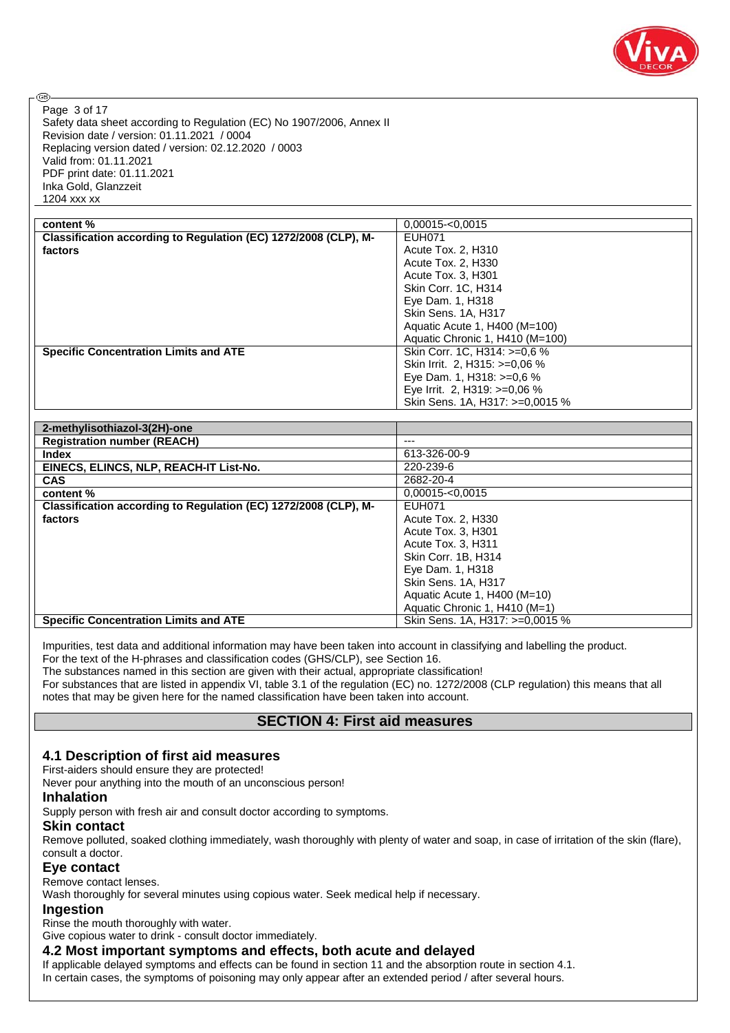| content % | 0,00015-<0,0015 |
|---|---|
| **Classification according to Regulation (EC) 1272/2008 (CLP), M-factors** | EUH071<br>Acute Tox. 2, H310<br>Acute Tox. 2, H330<br>Acute Tox. 3, H301<br>Skin Corr. 1C, H314<br>Eye Dam. 1, H318<br>Skin Sens. 1A, H317<br>Aquatic Acute 1, H400 (M=100)<br>Aquatic Chronic 1, H410 (M=100) |
| **Specific Concentration Limits and ATE** | Skin Corr. 1C, H314: >=0,6 %<br>Skin Irrit. 2, H315: >=0,06 %<br>Eye Dam. 1, H318: >=0,6 %<br>Eye Irrit. 2, H319: >=0,06 %<br>Skin Sens. 1A, H317: >=0,0015 % |

| **2-methylisothiazol-3(2H)-one** | |
|---|---|
| **Registration number (REACH)** | --- |
| **Index** | 613-326-00-9 |
| **EINECS, ELINCS, NLP, REACH-IT List-No.** | 220-239-6 |
| **CAS** | 2682-20-4 |
| **content %** | 0,00015-<0,0015 |
| **Classification according to Regulation (EC) 1272/2008 (CLP), M-factors** | EUH071<br>Acute Tox. 2, H330<br>Acute Tox. 3, H301<br>Acute Tox. 3, H311<br>Skin Corr. 1B, H314<br>Eye Dam. 1, H318<br>Skin Sens. 1A, H317<br>Aquatic Acute 1, H400 (M=10)<br>Aquatic Chronic 1, H410 (M=1) |
| **Specific Concentration Limits and ATE** | Skin Sens. 1A, H317: >=0,0015 % |

Impurities, test data and additional information may have been taken into account in classifying and labelling the product.
For the text of the H-phrases and classification codes (GHS/CLP), see Section 16.
The substances named in this section are given with their actual, appropriate classification!
For substances that are listed in appendix VI, table 3.1 of the regulation (EC) no. 1272/2008 (CLP regulation) this means that all notes that may be given here for the named classification have been taken into account.

## SECTION 4: First aid measures

### 4.1 Description of first aid measures

First-aiders should ensure they are protected!
Never pour anything into the mouth of an unconscious person!

#### Inhalation

Supply person with fresh air and consult doctor according to symptoms.

#### Skin contact

Remove polluted, soaked clothing immediately, wash thoroughly with plenty of water and soap, in case of irritation of the skin (flare), consult a doctor.

#### Eye contact

Remove contact lenses.
Wash thoroughly for several minutes using copious water. Seek medical help if necessary.

#### Ingestion

Rinse the mouth thoroughly with water.
Give copious water to drink - consult doctor immediately.

### 4.2 Most important symptoms and effects, both acute and delayed

If applicable delayed symptoms and effects can be found in section 11 and the absorption route in section 4.1.
In certain cases, the symptoms of poisoning may only appear after an extended period / after several hours.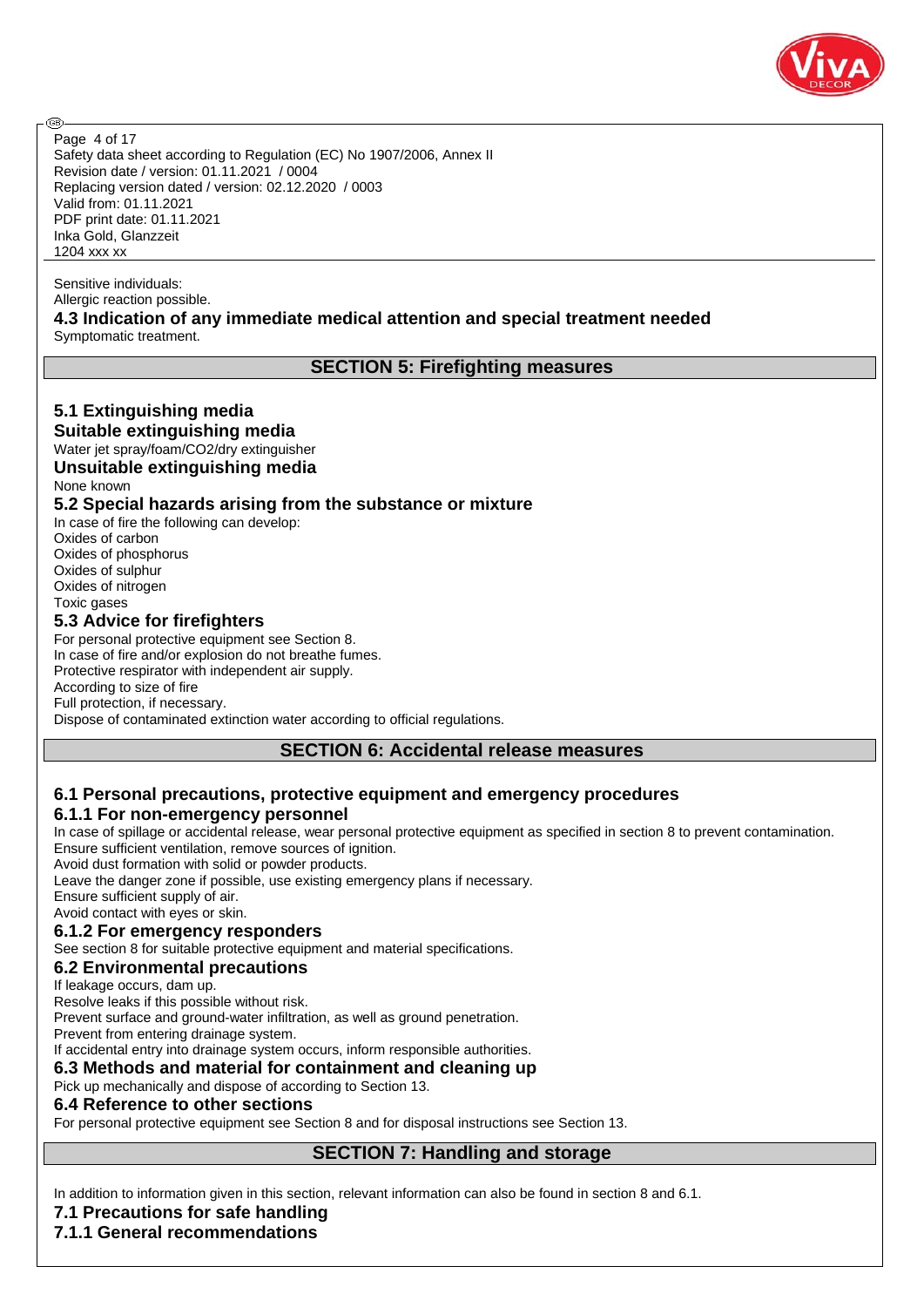Sensitive individuals:
Allergic reaction possible.

### 4.3 Indication of any immediate medical attention and special treatment needed

Symptomatic treatment.

## SECTION 5: Firefighting measures

### 5.1 Extinguishing media

**Suitable extinguishing media**

Water jet spray/foam/CO2/dry extinguisher

**Unsuitable extinguishing media**

None known

### 5.2 Special hazards arising from the substance or mixture

In case of fire the following can develop:
Oxides of carbon
Oxides of phosphorus
Oxides of sulphur
Oxides of nitrogen
Toxic gases

### 5.3 Advice for firefighters

For personal protective equipment see Section 8.
In case of fire and/or explosion do not breathe fumes.
Protective respirator with independent air supply.
According to size of fire
Full protection, if necessary.
Dispose of contaminated extinction water according to official regulations.

## SECTION 6: Accidental release measures

### 6.1 Personal precautions, protective equipment and emergency procedures

#### 6.1.1 For non-emergency personnel

In case of spillage or accidental release, wear personal protective equipment as specified in section 8 to prevent contamination.
Ensure sufficient ventilation, remove sources of ignition.
Avoid dust formation with solid or powder products.
Leave the danger zone if possible, use existing emergency plans if necessary.
Ensure sufficient supply of air.
Avoid contact with eyes or skin.

#### 6.1.2 For emergency responders

See section 8 for suitable protective equipment and material specifications.

### 6.2 Environmental precautions

If leakage occurs, dam up.
Resolve leaks if this possible without risk.
Prevent surface and ground-water infiltration, as well as ground penetration.
Prevent from entering drainage system.
If accidental entry into drainage system occurs, inform responsible authorities.

### 6.3 Methods and material for containment and cleaning up

Pick up mechanically and dispose of according to Section 13.

### 6.4 Reference to other sections

For personal protective equipment see Section 8 and for disposal instructions see Section 13.

## SECTION 7: Handling and storage

In addition to information given in this section, relevant information can also be found in section 8 and 6.1.

### 7.1 Precautions for safe handling

#### 7.1.1 General recommendations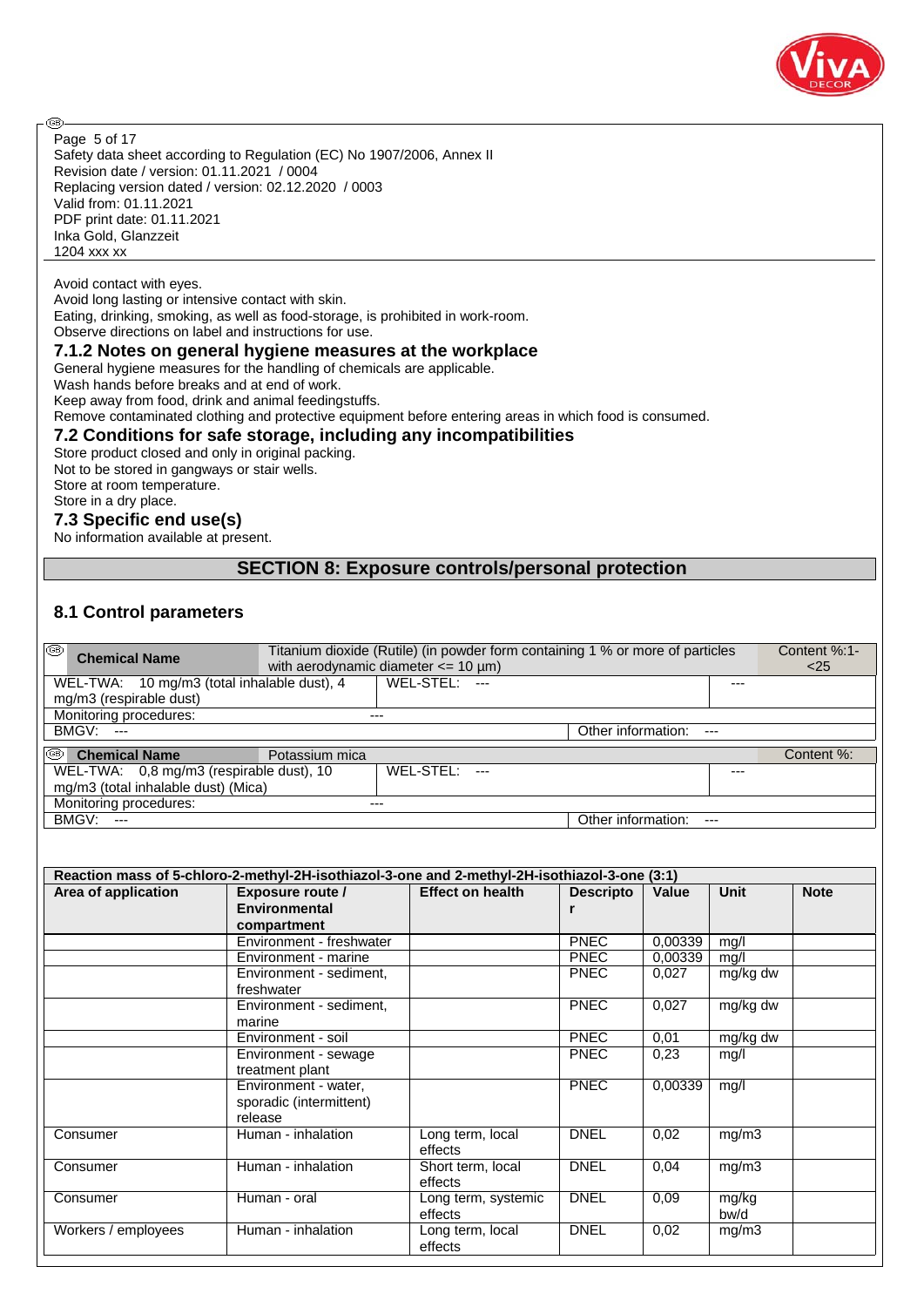Avoid contact with eyes.
Avoid long lasting or intensive contact with skin.
Eating, drinking, smoking, as well as food-storage, is prohibited in work-room.
Observe directions on label and instructions for use.

### 7.1.2 Notes on general hygiene measures at the workplace

General hygiene measures for the handling of chemicals are applicable.
Wash hands before breaks and at end of work.
Keep away from food, drink and animal feedingstuffs.
Remove contaminated clothing and protective equipment before entering areas in which food is consumed.

### 7.2 Conditions for safe storage, including any incompatibilities

Store product closed and only in original packing.
Not to be stored in gangways or stair wells.
Store at room temperature.
Store in a dry place.

### 7.3 Specific end use(s)

No information available at present.

## SECTION 8: Exposure controls/personal protection

### 8.1 Control parameters

| **Chemical Name** | Titanium dioxide (Rutile) (in powder form containing 1 % or more of particles with aerodynamic diameter <= 10 µm) | | Content %:1-<25 |
|---|---|---|---|
| WEL-TWA: 10 mg/m3 (total inhalable dust), 4 mg/m3 (respirable dust) | WEL-STEL: --- | --- | |
| Monitoring procedures: | --- | | |
| BMGV: --- | | Other information: --- | |

| **Chemical Name** | Potassium mica | | Content %: |
|---|---|---|---|
| WEL-TWA: 0,8 mg/m3 (respirable dust), 10 mg/m3 (total inhalable dust) (Mica) | WEL-STEL: --- | --- | |
| Monitoring procedures: | --- | | |
| BMGV: --- | | Other information: --- | |

**Reaction mass of 5-chloro-2-methyl-2H-isothiazol-3-one and 2-methyl-2H-isothiazol-3-one (3:1)**

| Area of application | Exposure route / Environmental compartment | Effect on health | Descriptor | Value | Unit | Note |
|---|---|---|---|---|---|---|
| | Environment - freshwater | | PNEC | 0,00339 | mg/l | |
| | Environment - marine | | PNEC | 0,00339 | mg/l | |
| | Environment - sediment, freshwater | | PNEC | 0,027 | mg/kg dw | |
| | Environment - sediment, marine | | PNEC | 0,027 | mg/kg dw | |
| | Environment - soil | | PNEC | 0,01 | mg/kg dw | |
| | Environment - sewage treatment plant | | PNEC | 0,23 | mg/l | |
| | Environment - water, sporadic (intermittent) release | | PNEC | 0,00339 | mg/l | |
| Consumer | Human - inhalation | Long term, local effects | DNEL | 0,02 | mg/m3 | |
| Consumer | Human - inhalation | Short term, local effects | DNEL | 0,04 | mg/m3 | |
| Consumer | Human - oral | Long term, systemic effects | DNEL | 0,09 | mg/kg bw/d | |
| Workers / employees | Human - inhalation | Long term, local effects | DNEL | 0,02 | mg/m3 | |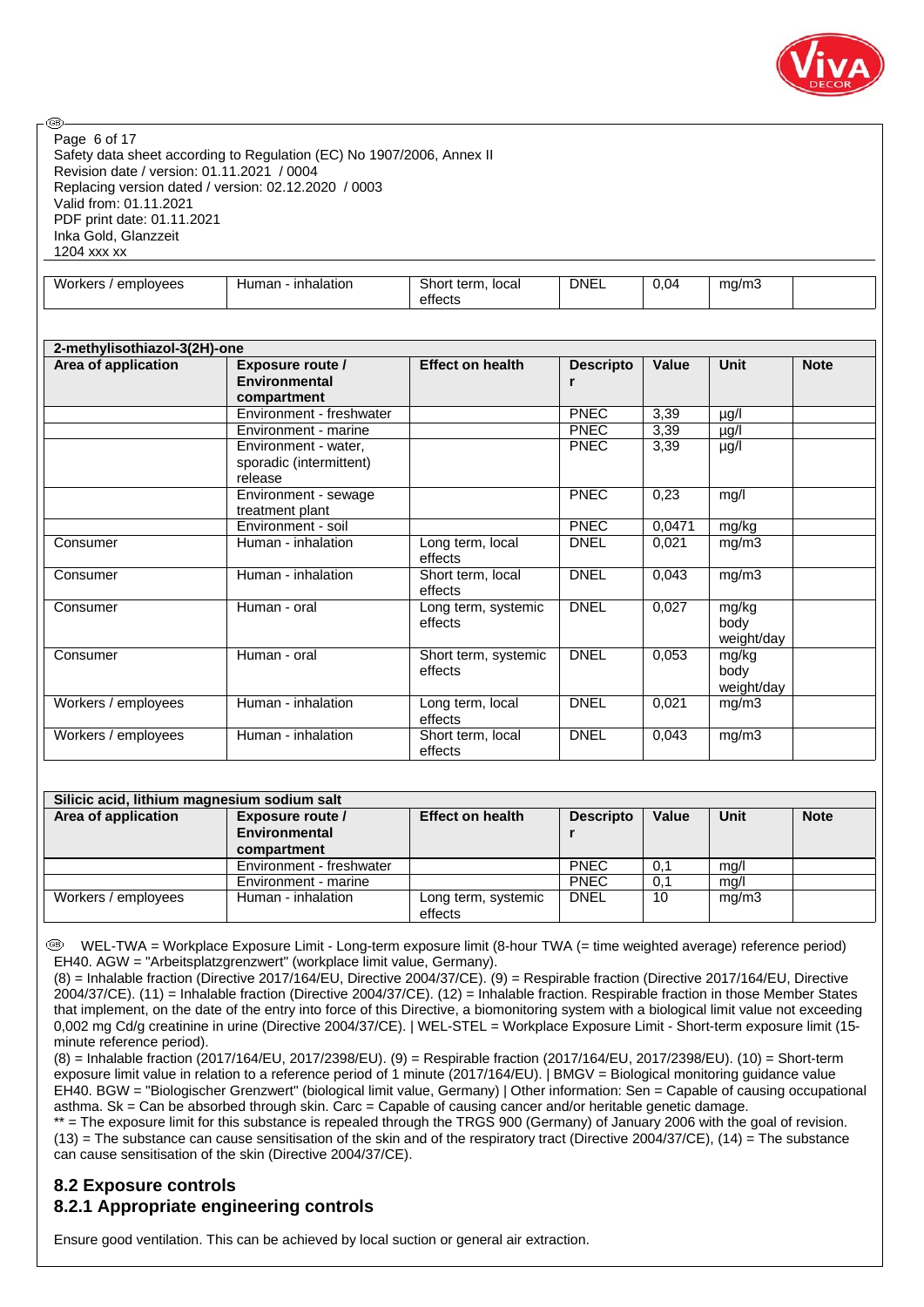| Workers / employees | Human - inhalation | Short term, local effects | DNEL | 0,04 | mg/m3 | |
|---|---|---|---|---|---|---|

| 2-methylisothiazol-3(2H)-one | | | | | | |
|---|---|---|---|---|---|---|
| **Area of application** | **Exposure route / Environmental compartment** | **Effect on health** | **Descriptor** | **Value** | **Unit** | **Note** |
| | Environment - freshwater | | PNEC | 3,39 | µg/l | |
| | Environment - marine | | PNEC | 3,39 | µg/l | |
| | Environment - water, sporadic (intermittent) release | | PNEC | 3,39 | µg/l | |
| | Environment - sewage treatment plant | | PNEC | 0,23 | mg/l | |
| | Environment - soil | | PNEC | 0,0471 | mg/kg | |
| Consumer | Human - inhalation | Long term, local effects | DNEL | 0,021 | mg/m3 | |
| Consumer | Human - inhalation | Short term, local effects | DNEL | 0,043 | mg/m3 | |
| Consumer | Human - oral | Long term, systemic effects | DNEL | 0,027 | mg/kg body weight/day | |
| Consumer | Human - oral | Short term, systemic effects | DNEL | 0,053 | mg/kg body weight/day | |
| Workers / employees | Human - inhalation | Long term, local effects | DNEL | 0,021 | mg/m3 | |
| Workers / employees | Human - inhalation | Short term, local effects | DNEL | 0,043 | mg/m3 | |

| Silicic acid, lithium magnesium sodium salt | | | | | | |
|---|---|---|---|---|---|---|
| **Area of application** | **Exposure route / Environmental compartment** | **Effect on health** | **Descriptor** | **Value** | **Unit** | **Note** |
| | Environment - freshwater | | PNEC | 0,1 | mg/l | |
| | Environment - marine | | PNEC | 0,1 | mg/l | |
| Workers / employees | Human - inhalation | Long term, systemic effects | DNEL | 10 | mg/m3 | |

WEL-TWA = Workplace Exposure Limit - Long-term exposure limit (8-hour TWA (= time weighted average) reference period) EH40. AGW = "Arbeitsplatzgrenzwert" (workplace limit value, Germany).
(8) = Inhalable fraction (Directive 2017/164/EU, Directive 2004/37/CE). (9) = Respirable fraction (Directive 2017/164/EU, Directive 2004/37/CE). (11) = Inhalable fraction (Directive 2004/37/CE). (12) = Inhalable fraction. Respirable fraction in those Member States that implement, on the date of the entry into force of this Directive, a biomonitoring system with a biological limit value not exceeding 0,002 mg Cd/g creatinine in urine (Directive 2004/37/CE). | WEL-STEL = Workplace Exposure Limit - Short-term exposure limit (15-minute reference period).
(8) = Inhalable fraction (2017/164/EU, 2017/2398/EU). (9) = Respirable fraction (2017/164/EU, 2017/2398/EU). (10) = Short-term exposure limit value in relation to a reference period of 1 minute (2017/164/EU). | BMGV = Biological monitoring guidance value EH40. BGW = "Biologischer Grenzwert" (biological limit value, Germany) | Other information: Sen = Capable of causing occupational asthma. Sk = Can be absorbed through skin. Carc = Capable of causing cancer and/or heritable genetic damage.
** = The exposure limit for this substance is repealed through the TRGS 900 (Germany) of January 2006 with the goal of revision.
(13) = The substance can cause sensitisation of the skin and of the respiratory tract (Directive 2004/37/CE), (14) = The substance can cause sensitisation of the skin (Directive 2004/37/CE).

## 8.2 Exposure controls

### 8.2.1 Appropriate engineering controls

Ensure good ventilation. This can be achieved by local suction or general air extraction.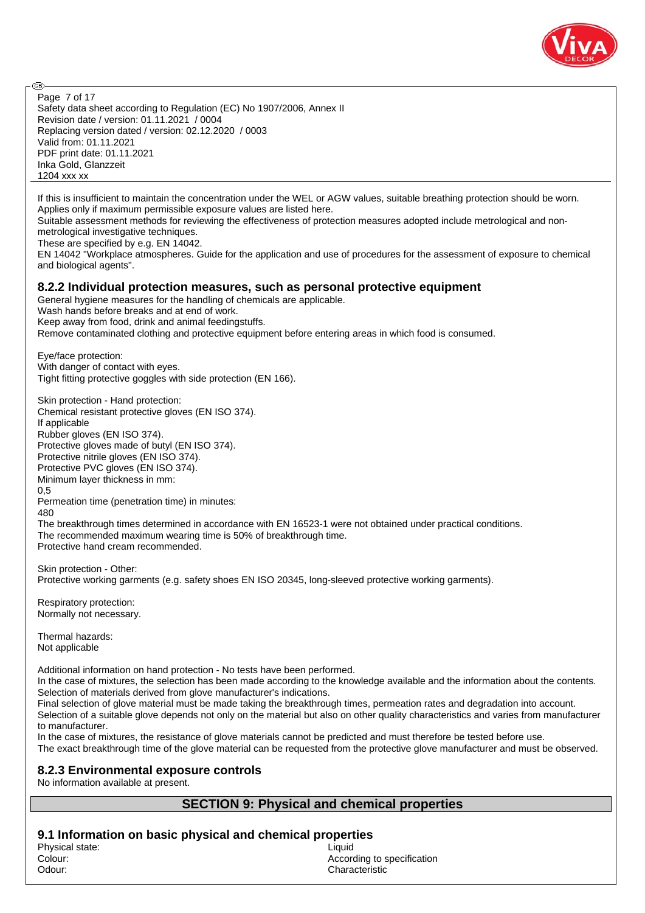If this is insufficient to maintain the concentration under the WEL or AGW values, suitable breathing protection should be worn. Applies only if maximum permissible exposure values are listed here.
Suitable assessment methods for reviewing the effectiveness of protection measures adopted include metrological and non-metrological investigative techniques.
These are specified by e.g. EN 14042.
EN 14042 "Workplace atmospheres. Guide for the application and use of procedures for the assessment of exposure to chemical and biological agents".

### 8.2.2 Individual protection measures, such as personal protective equipment

General hygiene measures for the handling of chemicals are applicable.
Wash hands before breaks and at end of work.
Keep away from food, drink and animal feedingstuffs.
Remove contaminated clothing and protective equipment before entering areas in which food is consumed.

Eye/face protection:
With danger of contact with eyes.
Tight fitting protective goggles with side protection (EN 166).

Skin protection - Hand protection:
Chemical resistant protective gloves (EN ISO 374).
If applicable
Rubber gloves (EN ISO 374).
Protective gloves made of butyl (EN ISO 374).
Protective nitrile gloves (EN ISO 374).
Protective PVC gloves (EN ISO 374).
Minimum layer thickness in mm:
0,5
Permeation time (penetration time) in minutes:
480
The breakthrough times determined in accordance with EN 16523-1 were not obtained under practical conditions.
The recommended maximum wearing time is 50% of breakthrough time.
Protective hand cream recommended.

Skin protection - Other:
Protective working garments (e.g. safety shoes EN ISO 20345, long-sleeved protective working garments).

Respiratory protection:
Normally not necessary.

Thermal hazards:
Not applicable

Additional information on hand protection - No tests have been performed.
In the case of mixtures, the selection has been made according to the knowledge available and the information about the contents.
Selection of materials derived from glove manufacturer's indications.
Final selection of glove material must be made taking the breakthrough times, permeation rates and degradation into account.
Selection of a suitable glove depends not only on the material but also on other quality characteristics and varies from manufacturer to manufacturer.
In the case of mixtures, the resistance of glove materials cannot be predicted and must therefore be tested before use.
The exact breakthrough time of the glove material can be requested from the protective glove manufacturer and must be observed.

### 8.2.3 Environmental exposure controls

No information available at present.

## SECTION 9: Physical and chemical properties

### 9.1 Information on basic physical and chemical properties

| | |
|---|---|
| Physical state: | Liquid |
| Colour: | According to specification |
| Odour: | Characteristic |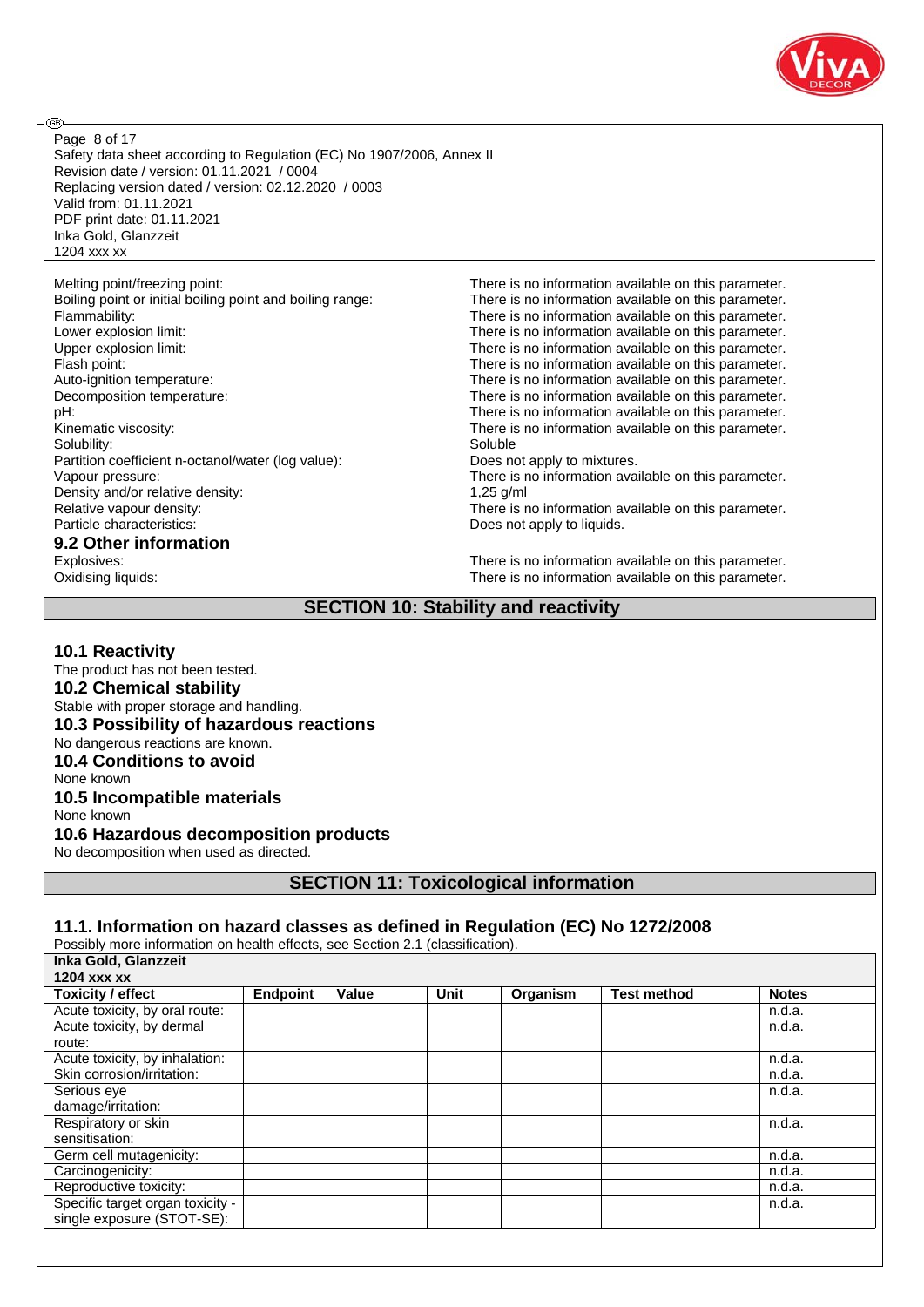| | |
|---|---|
| Melting point/freezing point: | There is no information available on this parameter. |
| Boiling point or initial boiling point and boiling range: | There is no information available on this parameter. |
| Flammability: | There is no information available on this parameter. |
| Lower explosion limit: | There is no information available on this parameter. |
| Upper explosion limit: | There is no information available on this parameter. |
| Flash point: | There is no information available on this parameter. |
| Auto-ignition temperature: | There is no information available on this parameter. |
| Decomposition temperature: | There is no information available on this parameter. |
| pH: | There is no information available on this parameter. |
| Kinematic viscosity: | There is no information available on this parameter. |
| Solubility: | Soluble |
| Partition coefficient n-octanol/water (log value): | Does not apply to mixtures. |
| Vapour pressure: | There is no information available on this parameter. |
| Density and/or relative density: | 1,25 g/ml |
| Relative vapour density: | There is no information available on this parameter. |
| Particle characteristics: | Does not apply to liquids. |

### 9.2 Other information

| | |
|---|---|
| Explosives: | There is no information available on this parameter. |
| Oxidising liquids: | There is no information available on this parameter. |

## SECTION 10: Stability and reactivity

### 10.1 Reactivity

The product has not been tested.

### 10.2 Chemical stability

Stable with proper storage and handling.

### 10.3 Possibility of hazardous reactions

No dangerous reactions are known.

### 10.4 Conditions to avoid

None known

### 10.5 Incompatible materials

None known

### 10.6 Hazardous decomposition products

No decomposition when used as directed.

## SECTION 11: Toxicological information

### 11.1. Information on hazard classes as defined in Regulation (EC) No 1272/2008

Possibly more information on health effects, see Section 2.1 (classification).

**Inka Gold, Glanzzeit**
**1204 xxx xx**

| Toxicity / effect | Endpoint | Value | Unit | Organism | Test method | Notes |
|---|---|---|---|---|---|---|
| Acute toxicity, by oral route: | | | | | | n.d.a. |
| Acute toxicity, by dermal route: | | | | | | n.d.a. |
| Acute toxicity, by inhalation: | | | | | | n.d.a. |
| Skin corrosion/irritation: | | | | | | n.d.a. |
| Serious eye damage/irritation: | | | | | | n.d.a. |
| Respiratory or skin sensitisation: | | | | | | n.d.a. |
| Germ cell mutagenicity: | | | | | | n.d.a. |
| Carcinogenicity: | | | | | | n.d.a. |
| Reproductive toxicity: | | | | | | n.d.a. |
| Specific target organ toxicity - single exposure (STOT-SE): | | | | | | n.d.a. |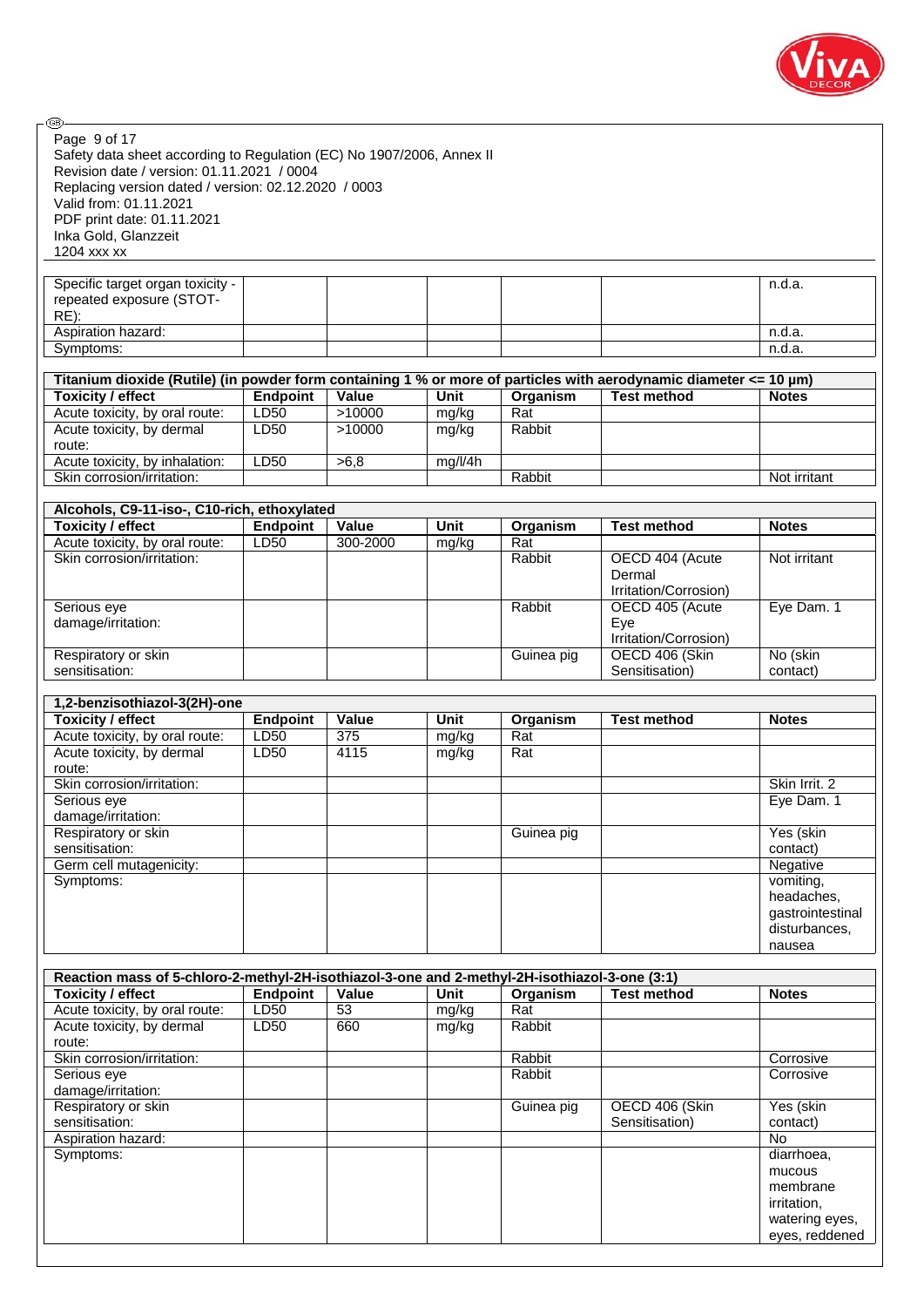| | | | | | | |
|---|---|---|---|---|---|---|
| Specific target organ toxicity - repeated exposure (STOT-RE): | | | | | | n.d.a. |
| Aspiration hazard: | | | | | | n.d.a. |
| Symptoms: | | | | | | n.d.a. |

| Titanium dioxide (Rutile) (in powder form containing 1 % or more of particles with aerodynamic diameter <= 10 µm) | | | | | | |
|---|---|---|---|---|---|---|
| **Toxicity / effect** | **Endpoint** | **Value** | **Unit** | **Organism** | **Test method** | **Notes** |
| Acute toxicity, by oral route: | LD50 | >10000 | mg/kg | Rat | | |
| Acute toxicity, by dermal route: | LD50 | >10000 | mg/kg | Rabbit | | |
| Acute toxicity, by inhalation: | LD50 | >6,8 | mg/l/4h | | | |
| Skin corrosion/irritation: | | | | Rabbit | | Not irritant |

| Alcohols, C9-11-iso-, C10-rich, ethoxylated | | | | | | |
|---|---|---|---|---|---|---|
| **Toxicity / effect** | **Endpoint** | **Value** | **Unit** | **Organism** | **Test method** | **Notes** |
| Acute toxicity, by oral route: | LD50 | 300-2000 | mg/kg | Rat | | |
| Skin corrosion/irritation: | | | | Rabbit | OECD 404 (Acute Dermal Irritation/Corrosion) | Not irritant |
| Serious eye damage/irritation: | | | | Rabbit | OECD 405 (Acute Eye Irritation/Corrosion) | Eye Dam. 1 |
| Respiratory or skin sensitisation: | | | | Guinea pig | OECD 406 (Skin Sensitisation) | No (skin contact) |

| 1,2-benzisothiazol-3(2H)-one | | | | | | |
|---|---|---|---|---|---|---|
| **Toxicity / effect** | **Endpoint** | **Value** | **Unit** | **Organism** | **Test method** | **Notes** |
| Acute toxicity, by oral route: | LD50 | 375 | mg/kg | Rat | | |
| Acute toxicity, by dermal route: | LD50 | 4115 | mg/kg | Rat | | |
| Skin corrosion/irritation: | | | | | | Skin Irrit. 2 |
| Serious eye damage/irritation: | | | | | | Eye Dam. 1 |
| Respiratory or skin sensitisation: | | | | Guinea pig | | Yes (skin contact) |
| Germ cell mutagenicity: | | | | | | Negative |
| Symptoms: | | | | | | vomiting, headaches, gastrointestinal disturbances, nausea |

| Reaction mass of 5-chloro-2-methyl-2H-isothiazol-3-one and 2-methyl-2H-isothiazol-3-one (3:1) | | | | | | |
|---|---|---|---|---|---|---|
| **Toxicity / effect** | **Endpoint** | **Value** | **Unit** | **Organism** | **Test method** | **Notes** |
| Acute toxicity, by oral route: | LD50 | 53 | mg/kg | Rat | | |
| Acute toxicity, by dermal route: | LD50 | 660 | mg/kg | Rabbit | | |
| Skin corrosion/irritation: | | | | Rabbit | | Corrosive |
| Serious eye damage/irritation: | | | | Rabbit | | Corrosive |
| Respiratory or skin sensitisation: | | | | Guinea pig | OECD 406 (Skin Sensitisation) | Yes (skin contact) |
| Aspiration hazard: | | | | | | No |
| Symptoms: | | | | | | diarrhoea, mucous membrane irritation, watering eyes, eyes, reddened |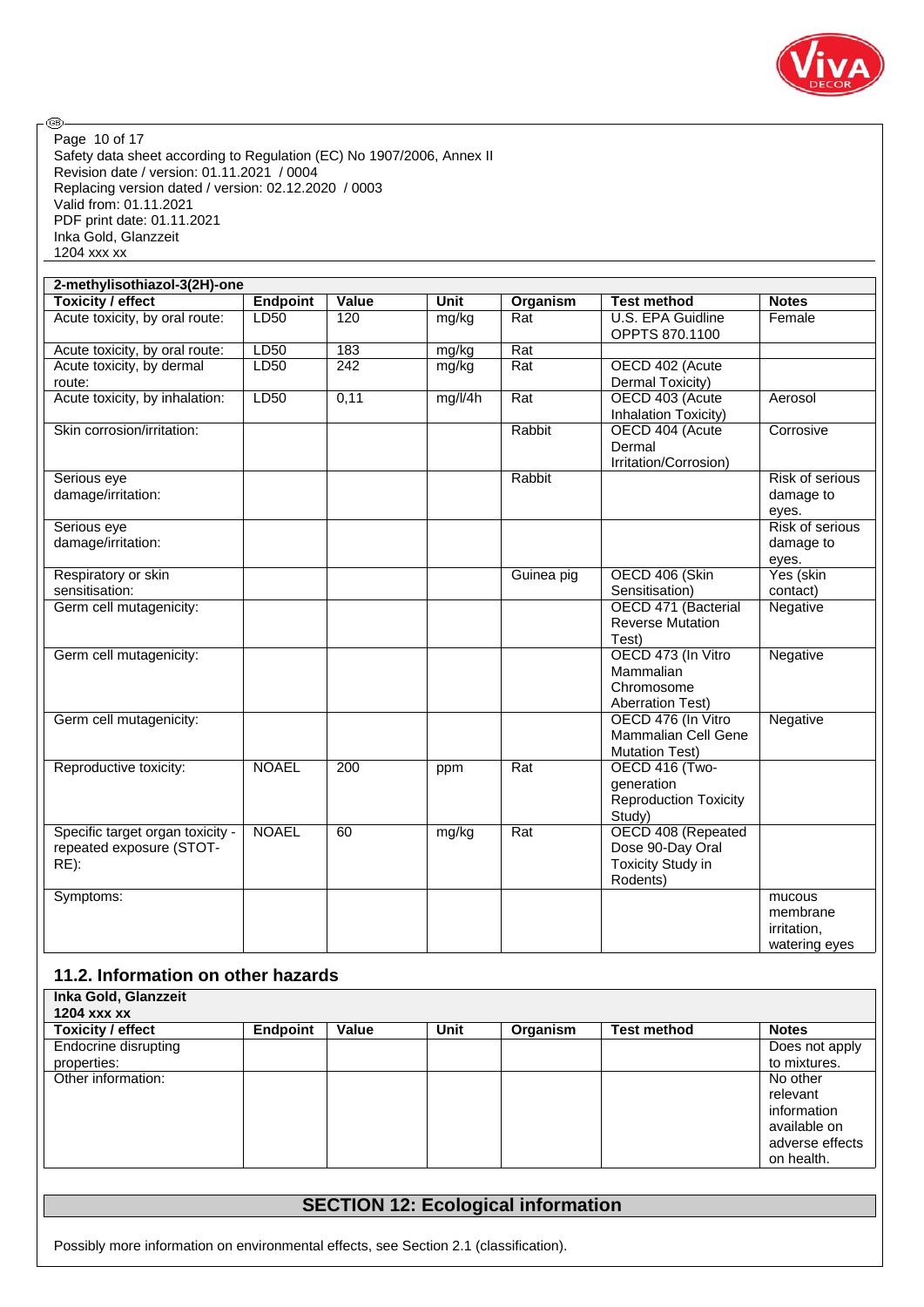| 2-methylisothiazol-3(2H)-one | | | | | | |
|---|---|---|---|---|---|---|
| **Toxicity / effect** | **Endpoint** | **Value** | **Unit** | **Organism** | **Test method** | **Notes** |
| Acute toxicity, by oral route: | LD50 | 120 | mg/kg | Rat | U.S. EPA Guidline OPPTS 870.1100 | Female |
| Acute toxicity, by oral route: | LD50 | 183 | mg/kg | Rat | | |
| Acute toxicity, by dermal route: | LD50 | 242 | mg/kg | Rat | OECD 402 (Acute Dermal Toxicity) | |
| Acute toxicity, by inhalation: | LD50 | 0,11 | mg/l/4h | Rat | OECD 403 (Acute Inhalation Toxicity) | Aerosol |
| Skin corrosion/irritation: | | | | Rabbit | OECD 404 (Acute Dermal Irritation/Corrosion) | Corrosive |
| Serious eye damage/irritation: | | | | Rabbit | | Risk of serious damage to eyes. |
| Serious eye damage/irritation: | | | | | | Risk of serious damage to eyes. |
| Respiratory or skin sensitisation: | | | | Guinea pig | OECD 406 (Skin Sensitisation) | Yes (skin contact) |
| Germ cell mutagenicity: | | | | | OECD 471 (Bacterial Reverse Mutation Test) | Negative |
| Germ cell mutagenicity: | | | | | OECD 473 (In Vitro Mammalian Chromosome Aberration Test) | Negative |
| Germ cell mutagenicity: | | | | | OECD 476 (In Vitro Mammalian Cell Gene Mutation Test) | Negative |
| Reproductive toxicity: | NOAEL | 200 | ppm | Rat | OECD 416 (Two-generation Reproduction Toxicity Study) | |
| Specific target organ toxicity - repeated exposure (STOT-RE): | NOAEL | 60 | mg/kg | Rat | OECD 408 (Repeated Dose 90-Day Oral Toxicity Study in Rodents) | |
| Symptoms: | | | | | | mucous membrane irritation, watering eyes |

## 11.2. Information on other hazards

| Inka Gold, Glanzzeit 1204 xxx xx | | | | | | |
|---|---|---|---|---|---|---|
| **Toxicity / effect** | **Endpoint** | **Value** | **Unit** | **Organism** | **Test method** | **Notes** |
| Endocrine disrupting properties: | | | | | | Does not apply to mixtures. |
| Other information: | | | | | | No other relevant information available on adverse effects on health. |

## SECTION 12: Ecological information

Possibly more information on environmental effects, see Section 2.1 (classification).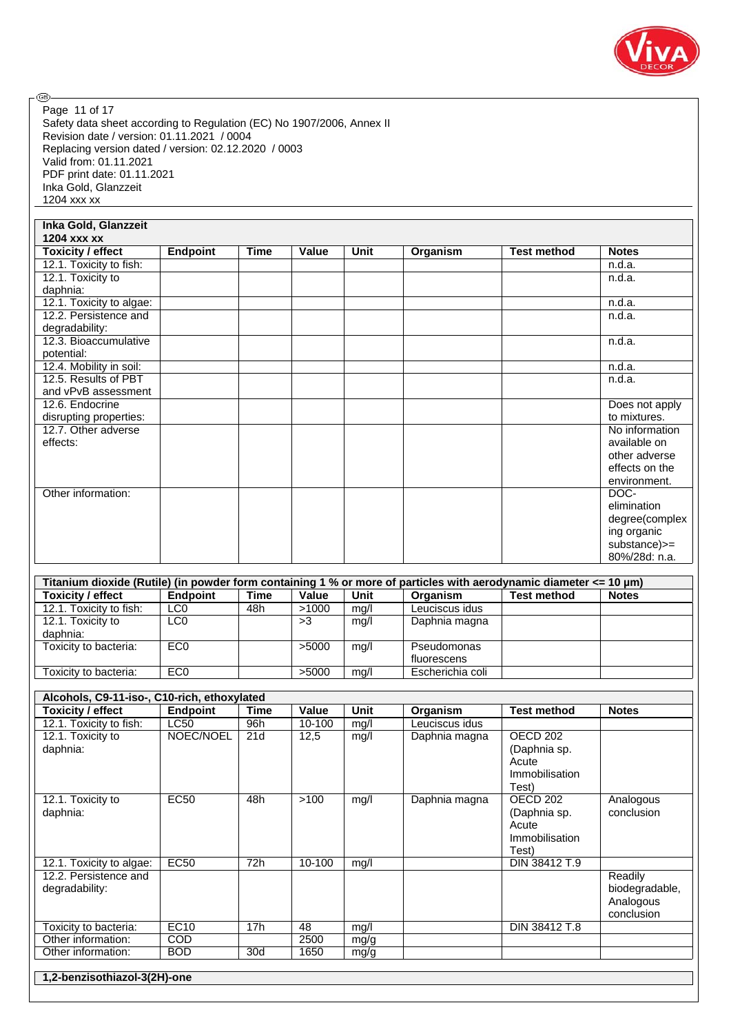| Inka Gold, Glanzzeit 1204 xxx xx | | | | | | | |
|---|---|---|---|---|---|---|---|
| **Toxicity / effect** | **Endpoint** | **Time** | **Value** | **Unit** | **Organism** | **Test method** | **Notes** |
| 12.1. Toxicity to fish: | | | | | | | n.d.a. |
| 12.1. Toxicity to daphnia: | | | | | | | n.d.a. |
| 12.1. Toxicity to algae: | | | | | | | n.d.a. |
| 12.2. Persistence and degradability: | | | | | | | n.d.a. |
| 12.3. Bioaccumulative potential: | | | | | | | n.d.a. |
| 12.4. Mobility in soil: | | | | | | | n.d.a. |
| 12.5. Results of PBT and vPvB assessment | | | | | | | n.d.a. |
| 12.6. Endocrine disrupting properties: | | | | | | | Does not apply to mixtures. |
| 12.7. Other adverse effects: | | | | | | | No information available on other adverse effects on the environment. |
| Other information: | | | | | | | DOC-elimination degree(complexing organic substance)>= 80%/28d: n.a. |

| Titanium dioxide (Rutile) (in powder form containing 1 % or more of particles with aerodynamic diameter <= 10 µm) | | | | | | | |
|---|---|---|---|---|---|---|---|
| **Toxicity / effect** | **Endpoint** | **Time** | **Value** | **Unit** | **Organism** | **Test method** | **Notes** |
| 12.1. Toxicity to fish: | LC0 | 48h | >1000 | mg/l | Leuciscus idus | | |
| 12.1. Toxicity to daphnia: | LC0 | | >3 | mg/l | Daphnia magna | | |
| Toxicity to bacteria: | EC0 | | >5000 | mg/l | Pseudomonas fluorescens | | |
| Toxicity to bacteria: | EC0 | | >5000 | mg/l | Escherichia coli | | |

| Alcohols, C9-11-iso-, C10-rich, ethoxylated | | | | | | | |
|---|---|---|---|---|---|---|---|
| **Toxicity / effect** | **Endpoint** | **Time** | **Value** | **Unit** | **Organism** | **Test method** | **Notes** |
| 12.1. Toxicity to fish: | LC50 | 96h | 10-100 | mg/l | Leuciscus idus | | |
| 12.1. Toxicity to daphnia: | NOEC/NOEL | 21d | 12,5 | mg/l | Daphnia magna | OECD 202 (Daphnia sp. Acute Immobilisation Test) | |
| 12.1. Toxicity to daphnia: | EC50 | 48h | >100 | mg/l | Daphnia magna | OECD 202 (Daphnia sp. Acute Immobilisation Test) | Analogous conclusion |
| 12.1. Toxicity to algae: | EC50 | 72h | 10-100 | mg/l | | DIN 38412 T.9 | |
| 12.2. Persistence and degradability: | | | | | | | Readily biodegradable, Analogous conclusion |
| Toxicity to bacteria: | EC10 | 17h | 48 | mg/l | | DIN 38412 T.8 | |
| Other information: | COD | | 2500 | mg/g | | | |
| Other information: | BOD | 30d | 1650 | mg/g | | | |

**1,2-benzisothiazol-3(2H)-one**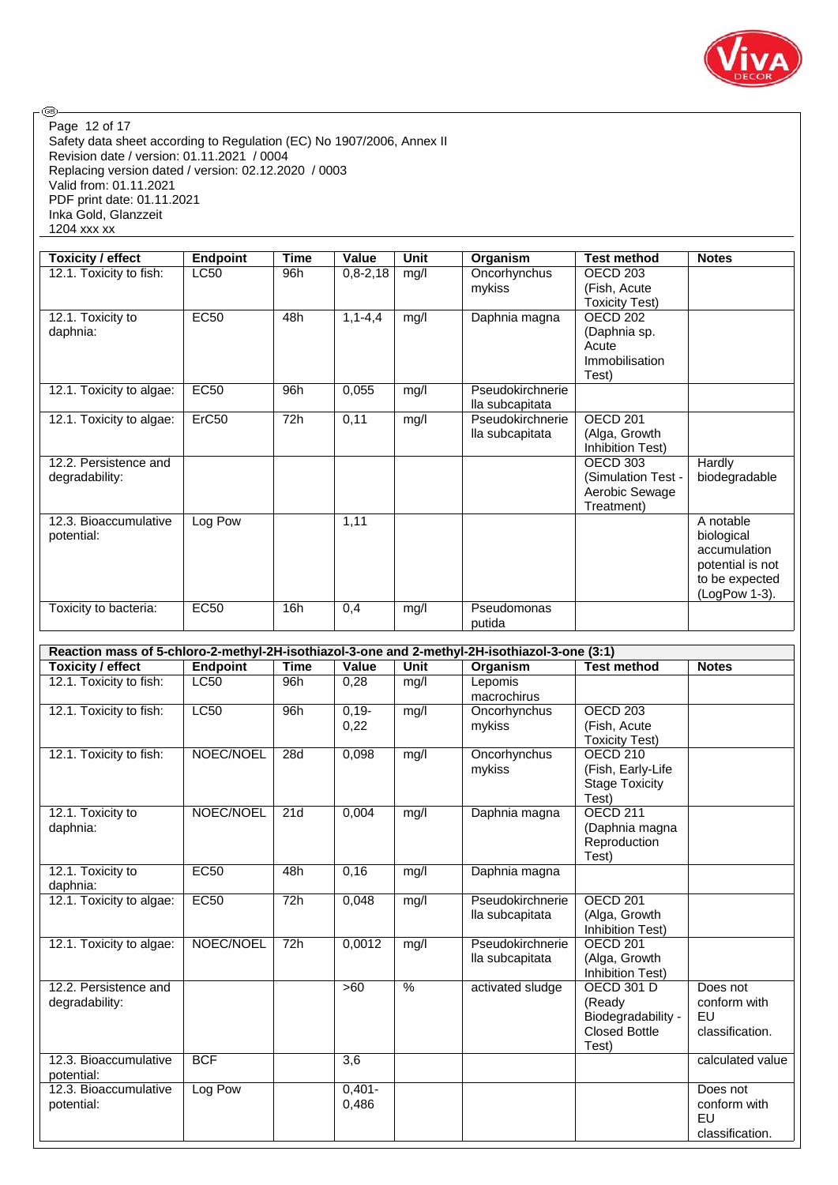Safety data sheet according to Regulation (EC) No 1907/2006, Annex II
Revision date / version: 01.11.2021 / 0004
Replacing version dated / version: 02.12.2020 / 0003
Valid from: 01.11.2021
PDF print date: 01.11.2021
Inka Gold, Glanzzeit
1204 xxx xx

| Toxicity / effect | Endpoint | Time | Value | Unit | Organism | Test method | Notes |
|---|---|---|---|---|---|---|---|
| 12.1. Toxicity to fish: | LC50 | 96h | 0,8-2,18 | mg/l | Oncorhynchus mykiss | OECD 203 (Fish, Acute Toxicity Test) | |
| 12.1. Toxicity to daphnia: | EC50 | 48h | 1,1-4,4 | mg/l | Daphnia magna | OECD 202 (Daphnia sp. Acute Immobilisation Test) | |
| 12.1. Toxicity to algae: | EC50 | 96h | 0,055 | mg/l | Pseudokirchneriella subcapitata | | |
| 12.1. Toxicity to algae: | ErC50 | 72h | 0,11 | mg/l | Pseudokirchneriella subcapitata | OECD 201 (Alga, Growth Inhibition Test) | |
| 12.2. Persistence and degradability: | | | | | | OECD 303 (Simulation Test - Aerobic Sewage Treatment) | Hardly biodegradable |
| 12.3. Bioaccumulative potential: | Log Pow | | 1,11 | | | | A notable biological accumulation potential is not to be expected (LogPow 1-3). |
| Toxicity to bacteria: | EC50 | 16h | 0,4 | mg/l | Pseudomonas putida | | |

| Reaction mass of 5-chloro-2-methyl-2H-isothiazol-3-one and 2-methyl-2H-isothiazol-3-one (3:1) | | | | | | | |
|---|---|---|---|---|---|---|---|
| **Toxicity / effect** | **Endpoint** | **Time** | **Value** | **Unit** | **Organism** | **Test method** | **Notes** |
| 12.1. Toxicity to fish: | LC50 | 96h | 0,28 | mg/l | Lepomis macrochirus | | |
| 12.1. Toxicity to fish: | LC50 | 96h | 0,19-0,22 | mg/l | Oncorhynchus mykiss | OECD 203 (Fish, Acute Toxicity Test) | |
| 12.1. Toxicity to fish: | NOEC/NOEL | 28d | 0,098 | mg/l | Oncorhynchus mykiss | OECD 210 (Fish, Early-Life Stage Toxicity Test) | |
| 12.1. Toxicity to daphnia: | NOEC/NOEL | 21d | 0,004 | mg/l | Daphnia magna | OECD 211 (Daphnia magna Reproduction Test) | |
| 12.1. Toxicity to daphnia: | EC50 | 48h | 0,16 | mg/l | Daphnia magna | | |
| 12.1. Toxicity to algae: | EC50 | 72h | 0,048 | mg/l | Pseudokirchneriella subcapitata | OECD 201 (Alga, Growth Inhibition Test) | |
| 12.1. Toxicity to algae: | NOEC/NOEL | 72h | 0,0012 | mg/l | Pseudokirchneriella subcapitata | OECD 201 (Alga, Growth Inhibition Test) | |
| 12.2. Persistence and degradability: | | | >60 | % | activated sludge | OECD 301 D (Ready Biodegradability - Closed Bottle Test) | Does not conform with EU classification. |
| 12.3. Bioaccumulative potential: | BCF | | 3,6 | | | | calculated value |
| 12.3. Bioaccumulative potential: | Log Pow | | 0,401-0,486 | | | | Does not conform with EU classification. |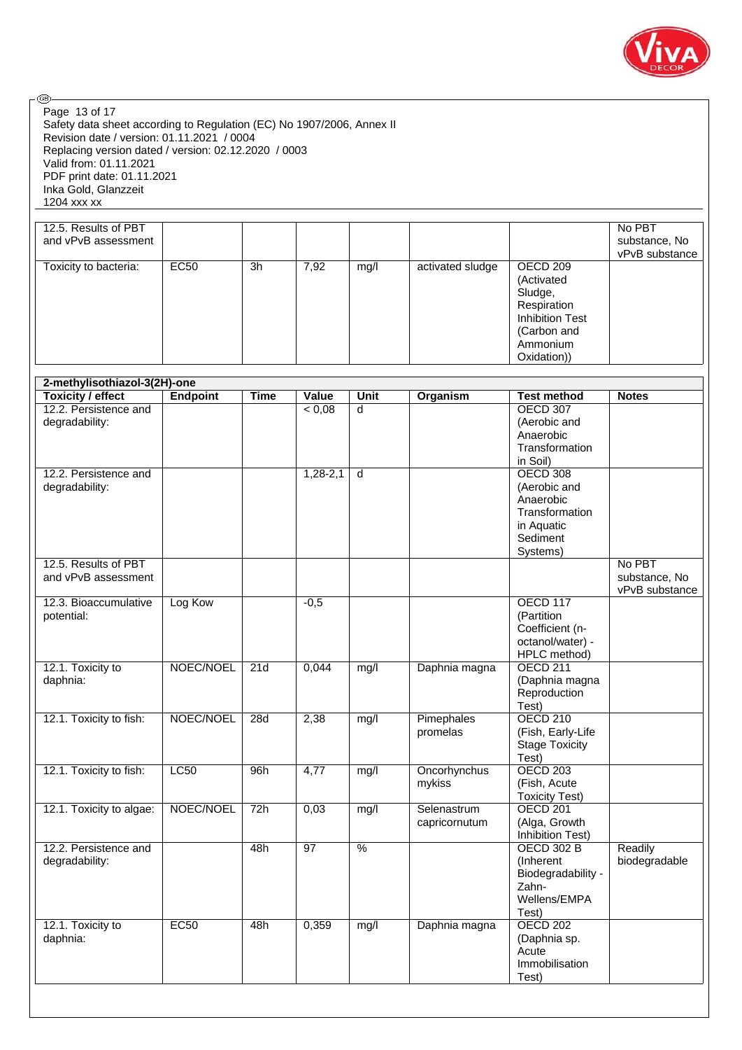Safety data sheet according to Regulation (EC) No 1907/2006, Annex II
Revision date / version: 01.11.2021 / 0004
Replacing version dated / version: 02.12.2020 / 0003
Valid from: 01.11.2021
PDF print date: 01.11.2021
Inka Gold, Glanzzeit
1204 xxx xx

| | | | | | | | |
|---|---|---|---|---|---|---|---|
| 12.5. Results of PBT and vPvB assessment | | | | | | | No PBT substance, No vPvB substance |
| Toxicity to bacteria: | EC50 | 3h | 7,92 | mg/l | activated sludge | OECD 209 (Activated Sludge, Respiration Inhibition Test (Carbon and Ammonium Oxidation)) | |

| 2-methylisothiazol-3(2H)-one | | | | | | | |
|---|---|---|---|---|---|---|---|
| **Toxicity / effect** | **Endpoint** | **Time** | **Value** | **Unit** | **Organism** | **Test method** | **Notes** |
| 12.2. Persistence and degradability: | | | < 0,08 | d | | OECD 307 (Aerobic and Anaerobic Transformation in Soil) | |
| 12.2. Persistence and degradability: | | | 1,28-2,1 | d | | OECD 308 (Aerobic and Anaerobic Transformation in Aquatic Sediment Systems) | |
| 12.5. Results of PBT and vPvB assessment | | | | | | | No PBT substance, No vPvB substance |
| 12.3. Bioaccumulative potential: | Log Kow | | -0,5 | | | OECD 117 (Partition Coefficient (n-octanol/water) - HPLC method) | |
| 12.1. Toxicity to daphnia: | NOEC/NOEL | 21d | 0,044 | mg/l | Daphnia magna | OECD 211 (Daphnia magna Reproduction Test) | |
| 12.1. Toxicity to fish: | NOEC/NOEL | 28d | 2,38 | mg/l | Pimephales promelas | OECD 210 (Fish, Early-Life Stage Toxicity Test) | |
| 12.1. Toxicity to fish: | LC50 | 96h | 4,77 | mg/l | Oncorhynchus mykiss | OECD 203 (Fish, Acute Toxicity Test) | |
| 12.1. Toxicity to algae: | NOEC/NOEL | 72h | 0,03 | mg/l | Selenastrum capricornutum | OECD 201 (Alga, Growth Inhibition Test) | |
| 12.2. Persistence and degradability: | | 48h | 97 | % | | OECD 302 B (Inherent Biodegradability - Zahn-Wellens/EMPA Test) | Readily biodegradable |
| 12.1. Toxicity to daphnia: | EC50 | 48h | 0,359 | mg/l | Daphnia magna | OECD 202 (Daphnia sp. Acute Immobilisation Test) | |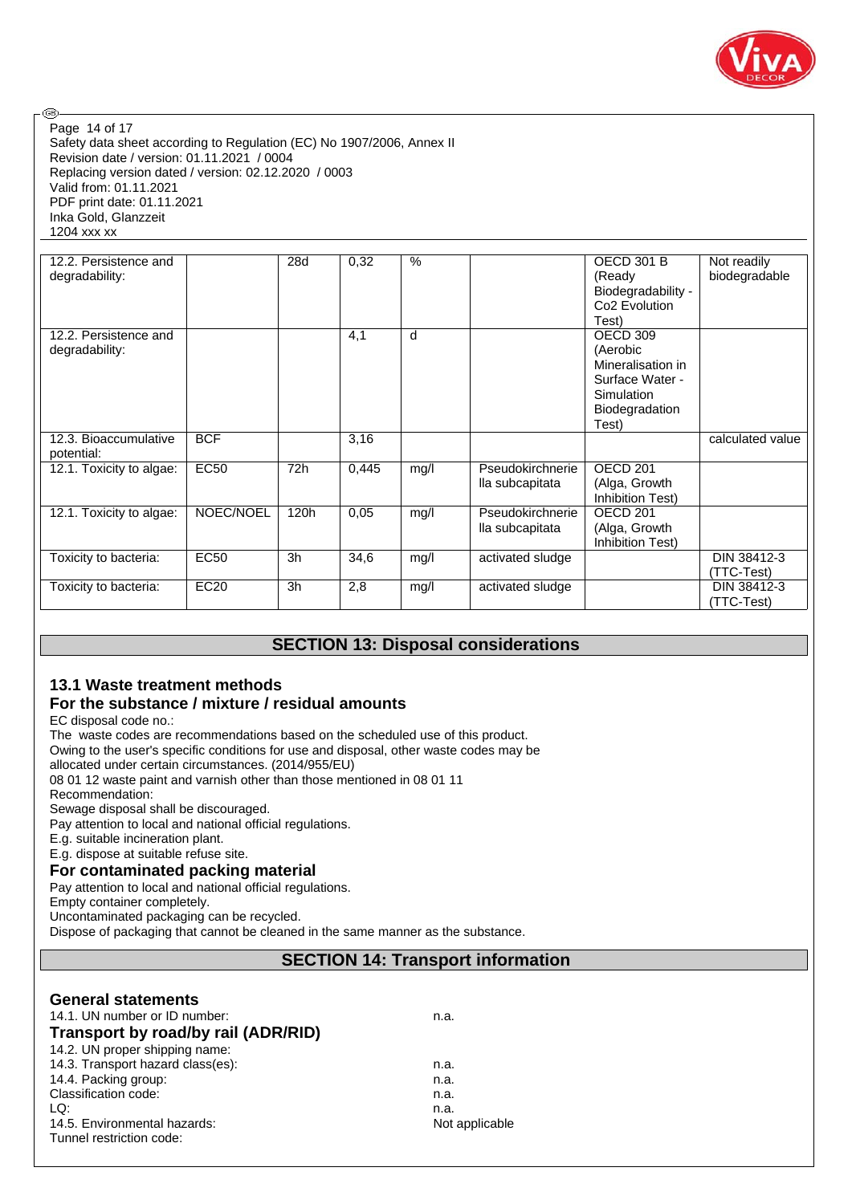| 12.2. Persistence and degradability: | | 28d | 0,32 | % | | OECD 301 B (Ready Biodegradability - Co2 Evolution Test) | Not readily biodegradable |
|---|---|---|---|---|---|---|---|
| 12.2. Persistence and degradability: | | | 4,1 | d | | OECD 309 (Aerobic Mineralisation in Surface Water - Simulation Biodegradation Test) | |
| 12.3. Bioaccumulative potential: | BCF | | 3,16 | | | | calculated value |
| 12.1. Toxicity to algae: | EC50 | 72h | 0,445 | mg/l | Pseudokirchneriella subcapitata | OECD 201 (Alga, Growth Inhibition Test) | |
| 12.1. Toxicity to algae: | NOEC/NOEL | 120h | 0,05 | mg/l | Pseudokirchneriella subcapitata | OECD 201 (Alga, Growth Inhibition Test) | |
| Toxicity to bacteria: | EC50 | 3h | 34,6 | mg/l | activated sludge | | DIN 38412-3 (TTC-Test) |
| Toxicity to bacteria: | EC20 | 3h | 2,8 | mg/l | activated sludge | | DIN 38412-3 (TTC-Test) |

## SECTION 13: Disposal considerations

### 13.1 Waste treatment methods

### For the substance / mixture / residual amounts

EC disposal code no.:
The waste codes are recommendations based on the scheduled use of this product.
Owing to the user's specific conditions for use and disposal, other waste codes may be allocated under certain circumstances. (2014/955/EU)
08 01 12 waste paint and varnish other than those mentioned in 08 01 11
Recommendation:
Sewage disposal shall be discouraged.
Pay attention to local and national official regulations.
E.g. suitable incineration plant.
E.g. dispose at suitable refuse site.

### For contaminated packing material

Pay attention to local and national official regulations.
Empty container completely.
Uncontaminated packaging can be recycled.
Dispose of packaging that cannot be cleaned in the same manner as the substance.

## SECTION 14: Transport information

### General statements

14.1. UN number or ID number: n.a.

### Transport by road/by rail (ADR/RID)

14.2. UN proper shipping name:
14.3. Transport hazard class(es): n.a.
14.4. Packing group: n.a.
Classification code: n.a.
LQ: n.a.
14.5. Environmental hazards: Not applicable
Tunnel restriction code: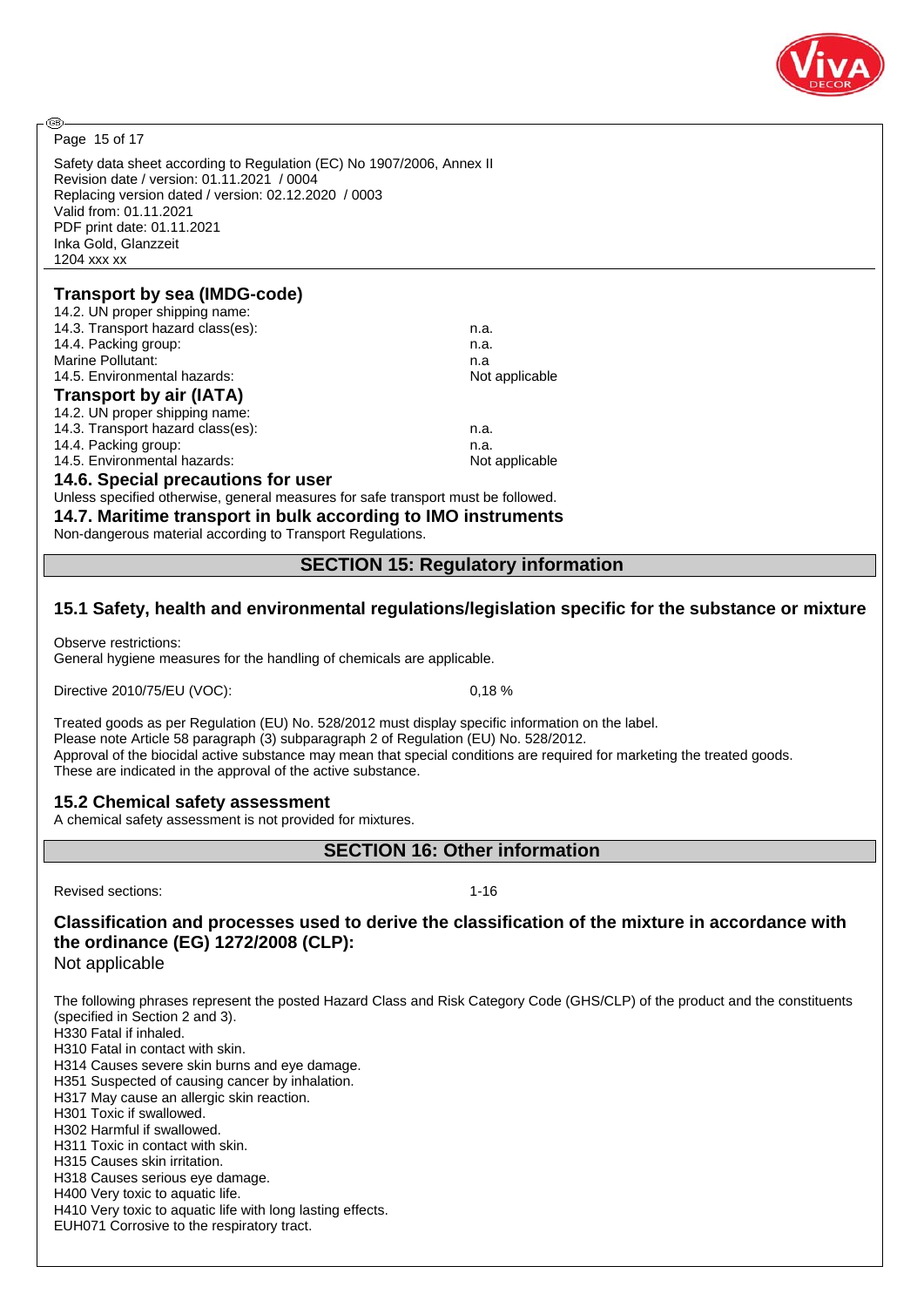Safety data sheet according to Regulation (EC) No 1907/2006, Annex II
Revision date / version: 01.11.2021 / 0004
Replacing version dated / version: 02.12.2020 / 0003
Valid from: 01.11.2021
PDF print date: 01.11.2021
Inka Gold, Glanzzeit
1204 xxx xx

### Transport by sea (IMDG-code)

| | |
|---|---|
| 14.2. UN proper shipping name: | |
| 14.3. Transport hazard class(es): | n.a. |
| 14.4. Packing group: | n.a. |
| Marine Pollutant: | n.a |
| 14.5. Environmental hazards: | Not applicable |

### Transport by air (IATA)

| | |
|---|---|
| 14.2. UN proper shipping name: | |
| 14.3. Transport hazard class(es): | n.a. |
| 14.4. Packing group: | n.a. |
| 14.5. Environmental hazards: | Not applicable |

### 14.6. Special precautions for user

Unless specified otherwise, general measures for safe transport must be followed.

### 14.7. Maritime transport in bulk according to IMO instruments

Non-dangerous material according to Transport Regulations.

## SECTION 15: Regulatory information

### 15.1 Safety, health and environmental regulations/legislation specific for the substance or mixture

Observe restrictions:
General hygiene measures for the handling of chemicals are applicable.

Directive 2010/75/EU (VOC): 0,18 %

Treated goods as per Regulation (EU) No. 528/2012 must display specific information on the label.
Please note Article 58 paragraph (3) subparagraph 2 of Regulation (EU) No. 528/2012.
Approval of the biocidal active substance may mean that special conditions are required for marketing the treated goods.
These are indicated in the approval of the active substance.

### 15.2 Chemical safety assessment

A chemical safety assessment is not provided for mixtures.

## SECTION 16: Other information

Revised sections: 1-16

### Classification and processes used to derive the classification of the mixture in accordance with the ordinance (EG) 1272/2008 (CLP):

Not applicable

The following phrases represent the posted Hazard Class and Risk Category Code (GHS/CLP) of the product and the constituents (specified in Section 2 and 3).
H330 Fatal if inhaled.
H310 Fatal in contact with skin.
H314 Causes severe skin burns and eye damage.
H351 Suspected of causing cancer by inhalation.
H317 May cause an allergic skin reaction.
H301 Toxic if swallowed.
H302 Harmful if swallowed.
H311 Toxic in contact with skin.
H315 Causes skin irritation.
H318 Causes serious eye damage.
H400 Very toxic to aquatic life.
H410 Very toxic to aquatic life with long lasting effects.
EUH071 Corrosive to the respiratory tract.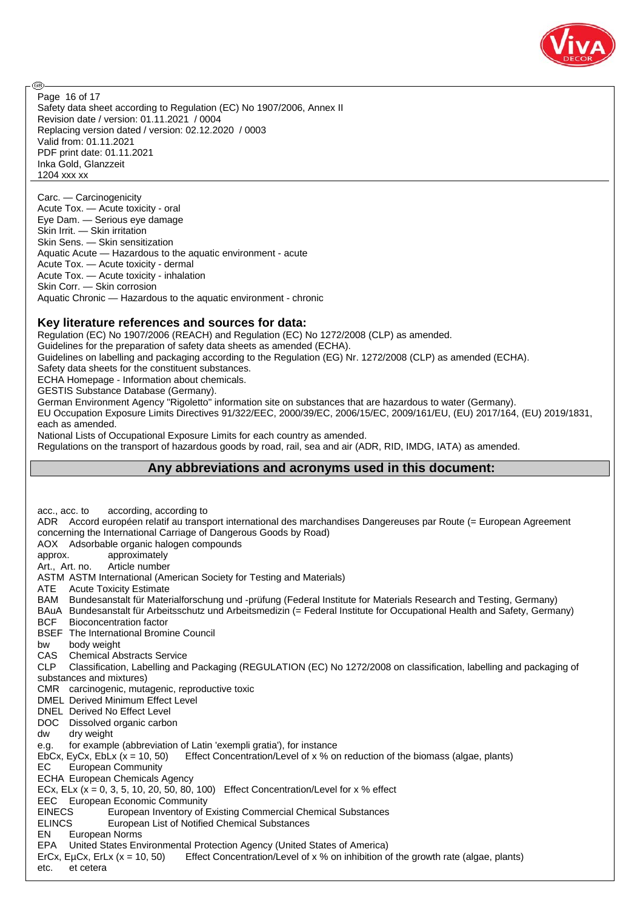Carc. — Carcinogenicity
Acute Tox. — Acute toxicity - oral
Eye Dam. — Serious eye damage
Skin Irrit. — Skin irritation
Skin Sens. — Skin sensitization
Aquatic Acute — Hazardous to the aquatic environment - acute
Acute Tox. — Acute toxicity - dermal
Acute Tox. — Acute toxicity - inhalation
Skin Corr. — Skin corrosion
Aquatic Chronic — Hazardous to the aquatic environment - chronic

## Key literature references and sources for data:

Regulation (EC) No 1907/2006 (REACH) and Regulation (EC) No 1272/2008 (CLP) as amended.
Guidelines for the preparation of safety data sheets as amended (ECHA).
Guidelines on labelling and packaging according to the Regulation (EG) Nr. 1272/2008 (CLP) as amended (ECHA).
Safety data sheets for the constituent substances.
ECHA Homepage - Information about chemicals.
GESTIS Substance Database (Germany).
German Environment Agency "Rigoletto" information site on substances that are hazardous to water (Germany).
EU Occupation Exposure Limits Directives 91/322/EEC, 2000/39/EC, 2006/15/EC, 2009/161/EU, (EU) 2017/164, (EU) 2019/1831, each as amended.
National Lists of Occupational Exposure Limits for each country as amended.
Regulations on the transport of hazardous goods by road, rail, sea and air (ADR, RID, IMDG, IATA) as amended.

## Any abbreviations and acronyms used in this document:

acc., acc. to according, according to
ADR Accord européen relatif au transport international des marchandises Dangereuses par Route (= European Agreement concerning the International Carriage of Dangerous Goods by Road)
AOX Adsorbable organic halogen compounds
approx. approximately
Art., Art. no. Article number
ASTM ASTM International (American Society for Testing and Materials)
ATE Acute Toxicity Estimate
BAM Bundesanstalt für Materialforschung und -prüfung (Federal Institute for Materials Research and Testing, Germany)
BAuA Bundesanstalt für Arbeitsschutz und Arbeitsmedizin (= Federal Institute for Occupational Health and Safety, Germany)
BCF Bioconcentration factor
BSEF The International Bromine Council
bw body weight
CAS Chemical Abstracts Service
CLP Classification, Labelling and Packaging (REGULATION (EC) No 1272/2008 on classification, labelling and packaging of substances and mixtures)
CMR carcinogenic, mutagenic, reproductive toxic
DMEL Derived Minimum Effect Level
DNEL Derived No Effect Level
DOC Dissolved organic carbon
dw dry weight
e.g. for example (abbreviation of Latin 'exempli gratia'), for instance
EbCx, EyCx, EbLx (x = 10, 50) Effect Concentration/Level of x % on reduction of the biomass (algae, plants)
EC European Community
ECHA European Chemicals Agency
ECx, ELx (x = 0, 3, 5, 10, 20, 50, 80, 100) Effect Concentration/Level for x % effect
EEC European Economic Community
EINECS European Inventory of Existing Commercial Chemical Substances
ELINCS European List of Notified Chemical Substances
EN European Norms
EPA United States Environmental Protection Agency (United States of America)
ErCx, EµCx, ErLx (x = 10, 50) Effect Concentration/Level of x % on inhibition of the growth rate (algae, plants)
etc. et cetera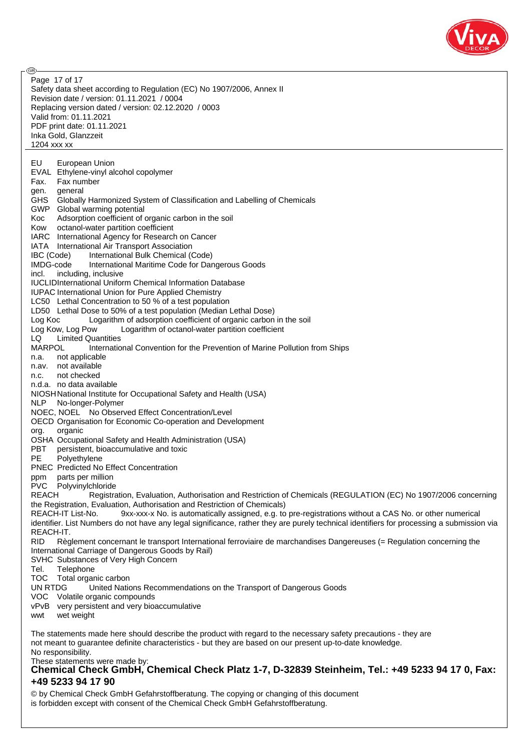EU European Union
EVAL Ethylene-vinyl alcohol copolymer
Fax. Fax number
gen. general
GHS Globally Harmonized System of Classification and Labelling of Chemicals
GWP Global warming potential
Koc Adsorption coefficient of organic carbon in the soil
Kow octanol-water partition coefficient
IARC International Agency for Research on Cancer
IATA International Air Transport Association
IBC (Code) International Bulk Chemical (Code)
IMDG-code International Maritime Code for Dangerous Goods
incl. including, inclusive
IUCLID International Uniform Chemical Information Database
IUPAC International Union for Pure Applied Chemistry
LC50 Lethal Concentration to 50 % of a test population
LD50 Lethal Dose to 50% of a test population (Median Lethal Dose)
Log Koc Logarithm of adsorption coefficient of organic carbon in the soil
Log Kow, Log Pow Logarithm of octanol-water partition coefficient
LQ Limited Quantities
MARPOL International Convention for the Prevention of Marine Pollution from Ships
n.a. not applicable
n.av. not available
n.c. not checked
n.d.a. no data available
NIOSH National Institute for Occupational Safety and Health (USA)
NLP No-longer-Polymer
NOEC, NOEL No Observed Effect Concentration/Level
OECD Organisation for Economic Co-operation and Development
org. organic
OSHA Occupational Safety and Health Administration (USA)
PBT persistent, bioaccumulative and toxic
PE Polyethylene
PNEC Predicted No Effect Concentration
ppm parts per million
PVC Polyvinylchloride
REACH Registration, Evaluation, Authorisation and Restriction of Chemicals (REGULATION (EC) No 1907/2006 concerning the Registration, Evaluation, Authorisation and Restriction of Chemicals)
REACH-IT List-No. 9xx-xxx-x No. is automatically assigned, e.g. to pre-registrations without a CAS No. or other numerical identifier. List Numbers do not have any legal significance, rather they are purely technical identifiers for processing a submission via REACH-IT.
RID Règlement concernant le transport International ferroviaire de marchandises Dangereuses (= Regulation concerning the International Carriage of Dangerous Goods by Rail)
SVHC Substances of Very High Concern
Tel. Telephone
TOC Total organic carbon
UN RTDG United Nations Recommendations on the Transport of Dangerous Goods
VOC Volatile organic compounds
vPvB very persistent and very bioaccumulative
wwt wet weight

The statements made here should describe the product with regard to the necessary safety precautions - they are not meant to guarantee definite characteristics - but they are based on our present up-to-date knowledge.
No responsibility.
These statements were made by:

**Chemical Check GmbH, Chemical Check Platz 1-7, D-32839 Steinheim, Tel.: +49 5233 94 17 0, Fax: +49 5233 94 17 90**

© by Chemical Check GmbH Gefahrstoffberatung. The copying or changing of this document is forbidden except with consent of the Chemical Check GmbH Gefahrstoffberatung.